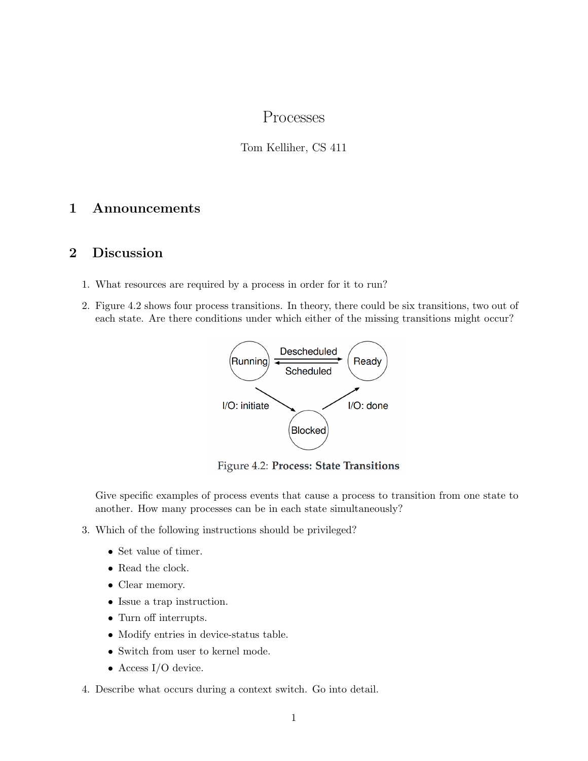# Processes

Tom Kelliher, CS 411

## 1 Announcements

## 2 Discussion

1. What resources are required by a process in order for it to run?

2. Figure 4.2 shows four process transitions. In theory, there could be six transitions, two out of each state. Are there conditions under which either of the missing transitions might occur?

   Figure 4.2: **Process: State Transitions**

   Give specific examples of process events that cause a process to transition from one state to another. How many processes can be in each state simultaneously?

3. Which of the following instructions should be privileged?

   - Set value of timer.
   - Read the clock.
   - Clear memory.
   - Issue a trap instruction.
   - Turn off interrupts.
   - Modify entries in device-status table.
   - Switch from user to kernel mode.
   - Access I/O device.

4. Describe what occurs during a context switch. Go into detail.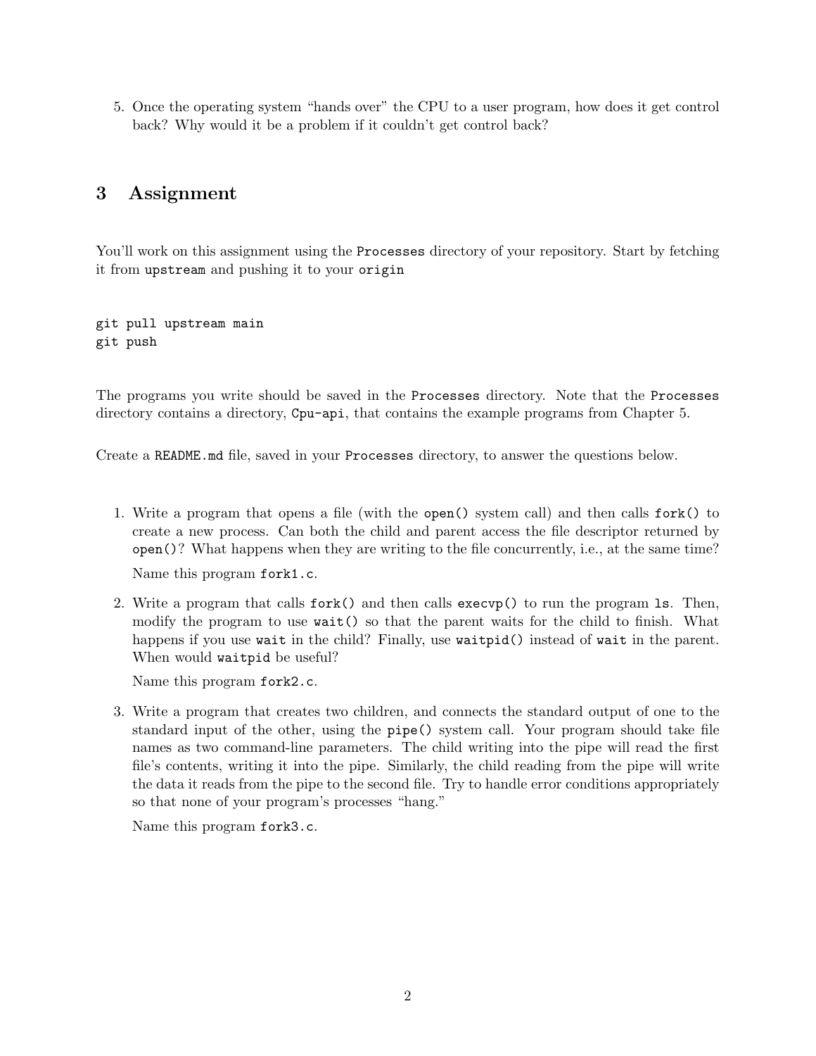5. Once the operating system "hands over" the CPU to a user program, how does it get control back? Why would it be a problem if it couldn't get control back?

## 3 Assignment

You'll work on this assignment using the `Processes` directory of your repository. Start by fetching it from `upstream` and pushing it to your `origin`

```
git pull upstream main
git push
```

The programs you write should be saved in the `Processes` directory. Note that the `Processes` directory contains a directory, `Cpu-api`, that contains the example programs from Chapter 5.

Create a `README.md` file, saved in your `Processes` directory, to answer the questions below.

1. Write a program that opens a file (with the `open()` system call) and then calls `fork()` to create a new process. Can both the child and parent access the file descriptor returned by `open()`? What happens when they are writing to the file concurrently, i.e., at the same time?

   Name this program `fork1.c`.

2. Write a program that calls `fork()` and then calls `execvp()` to run the program `ls`. Then, modify the program to use `wait()` so that the parent waits for the child to finish. What happens if you use `wait` in the child? Finally, use `waitpid()` instead of `wait` in the parent. When would `waitpid` be useful?

   Name this program `fork2.c`.

3. Write a program that creates two children, and connects the standard output of one to the standard input of the other, using the `pipe()` system call. Your program should take file names as two command-line parameters. The child writing into the pipe will read the first file's contents, writing it into the pipe. Similarly, the child reading from the pipe will write the data it reads from the pipe to the second file. Try to handle error conditions appropriately so that none of your program's processes "hang."

   Name this program `fork3.c`.